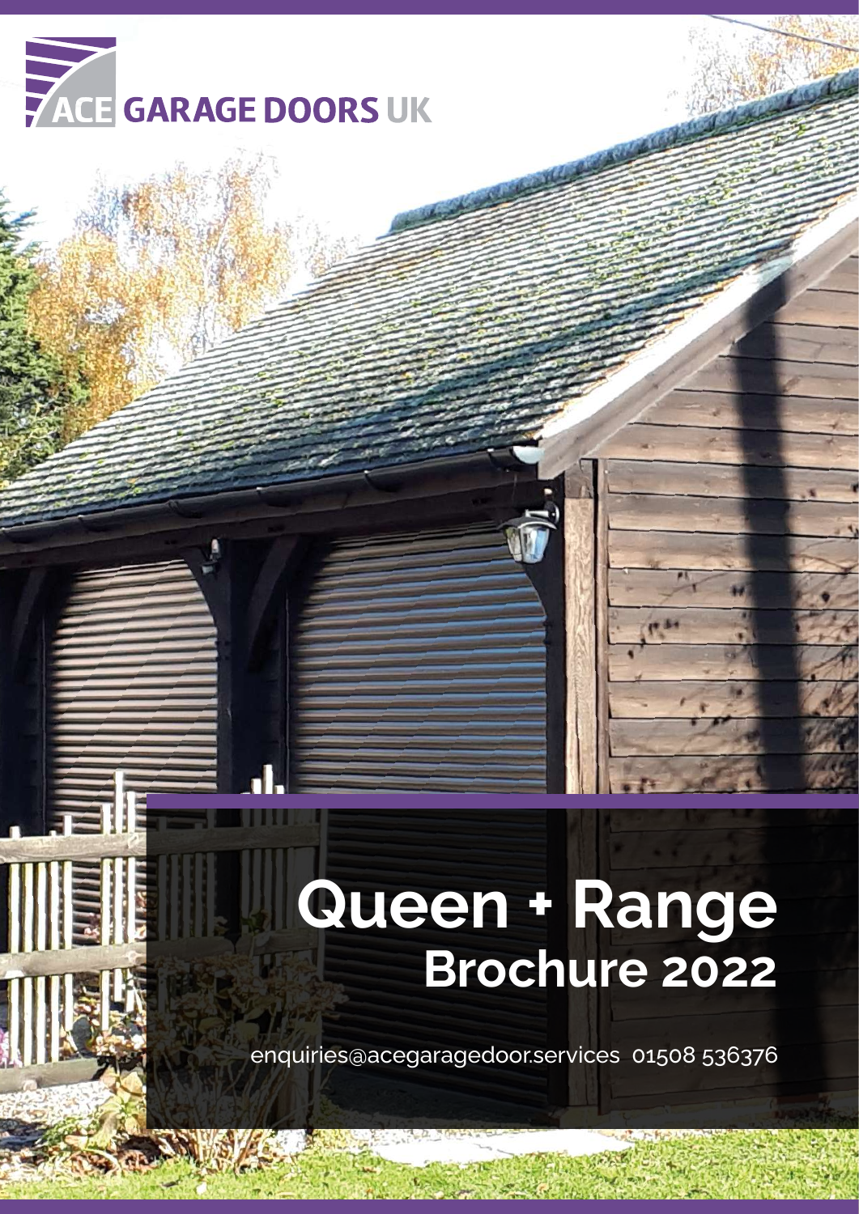ACE GARAGE DOORS UK

# Queen + Range
## Brochure 2022

enquiries@acegaragedoor.services 01508 536376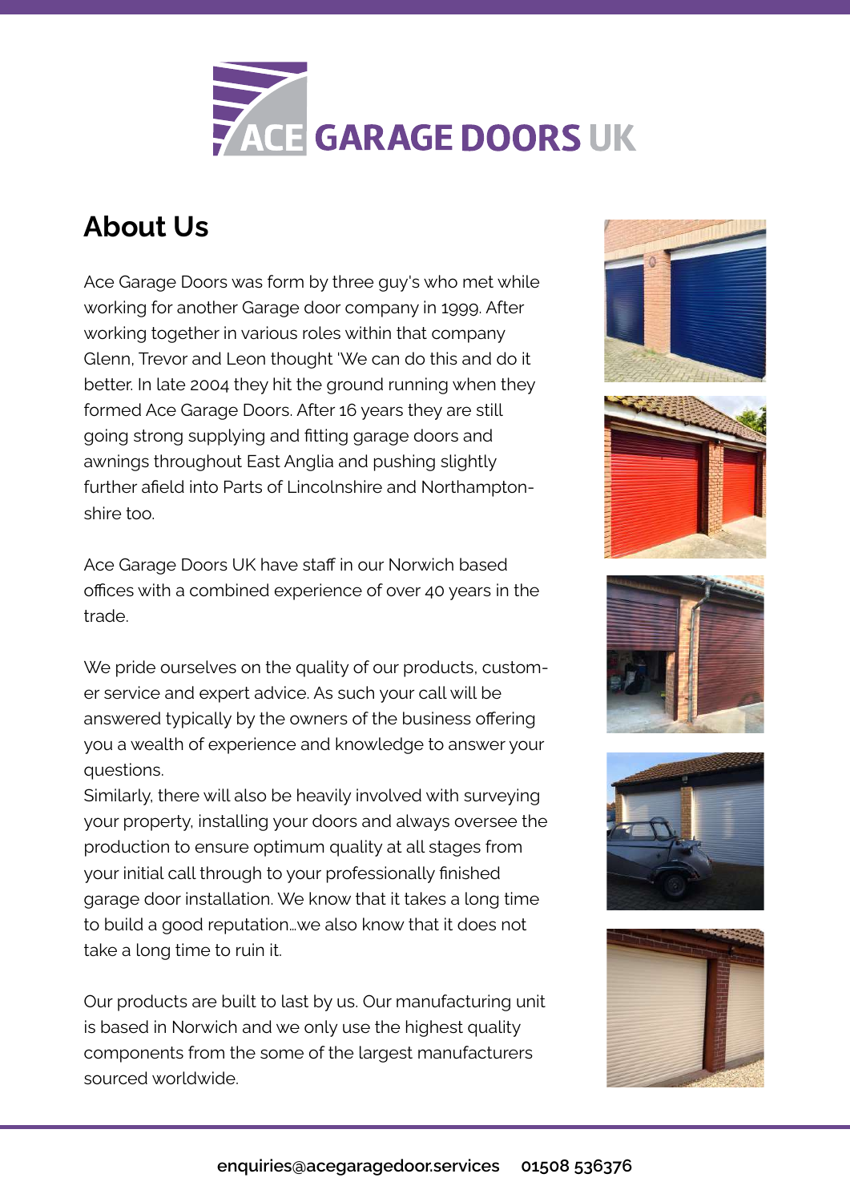# ACE GARAGE DOORS UK

## About Us

Ace Garage Doors was form by three guy's who met while working for another Garage door company in 1999. After working together in various roles within that company Glenn, Trevor and Leon thought 'We can do this and do it better. In late 2004 they hit the ground running when they formed Ace Garage Doors. After 16 years they are still going strong supplying and fitting garage doors and awnings throughout East Anglia and pushing slightly further afield into Parts of Lincolnshire and Northamptonshire too.

Ace Garage Doors UK have staff in our Norwich based offices with a combined experience of over 40 years in the trade.

We pride ourselves on the quality of our products, customer service and expert advice. As such your call will be answered typically by the owners of the business offering you a wealth of experience and knowledge to answer your questions.
Similarly, there will also be heavily involved with surveying your property, installing your doors and always oversee the production to ensure optimum quality at all stages from your initial call through to your professionally finished garage door installation. We know that it takes a long time to build a good reputation…we also know that it does not take a long time to ruin it.

Our products are built to last by us. Our manufacturing unit is based in Norwich and we only use the highest quality components from the some of the largest manufacturers sourced worldwide.

**enquiries@acegaragedoor.services** **01508 536376**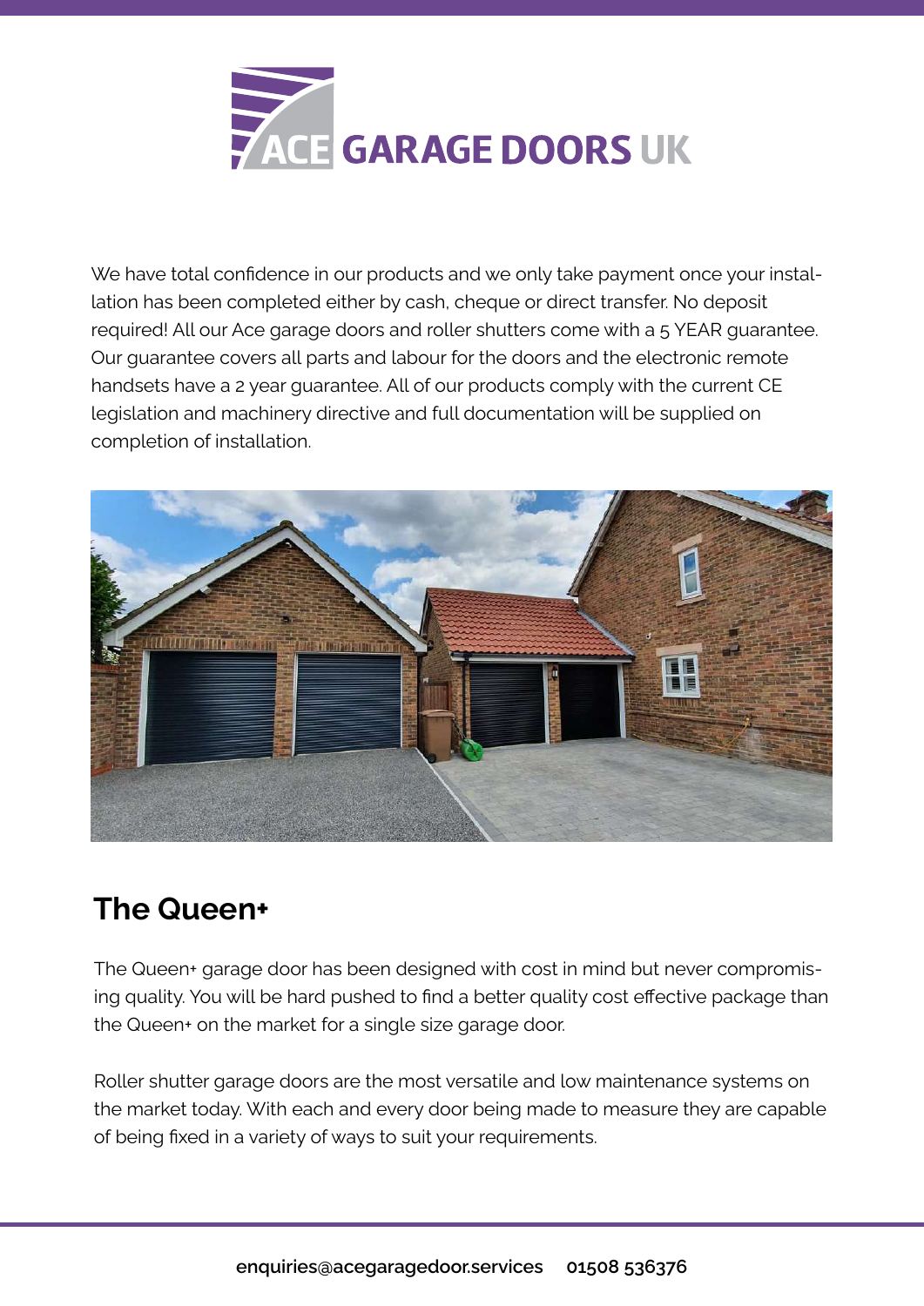We have total confidence in our products and we only take payment once your installation has been completed either by cash, cheque or direct transfer. No deposit required! All our Ace garage doors and roller shutters come with a 5 YEAR guarantee. Our guarantee covers all parts and labour for the doors and the electronic remote handsets have a 2 year guarantee. All of our products comply with the current CE legislation and machinery directive and full documentation will be supplied on completion of installation.

## The Queen+

The Queen+ garage door has been designed with cost in mind but never compromising quality. You will be hard pushed to find a better quality cost effective package than the Queen+ on the market for a single size garage door.

Roller shutter garage doors are the most versatile and low maintenance systems on the market today. With each and every door being made to measure they are capable of being fixed in a variety of ways to suit your requirements.

**enquiries@acegaragedoor.services 01508 536376**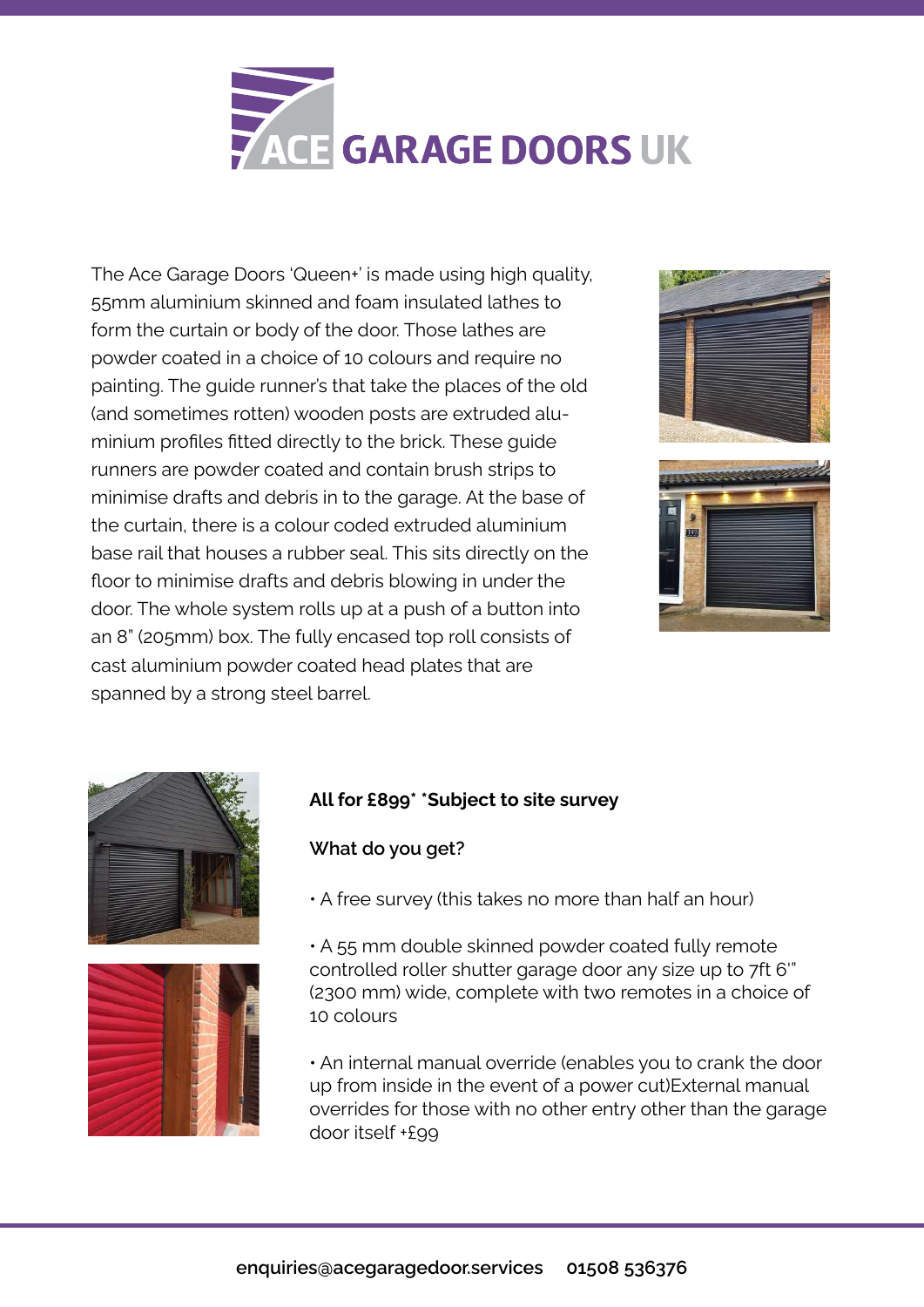# ACE GARAGE DOORS UK

The Ace Garage Doors 'Queen+' is made using high quality, 55mm aluminium skinned and foam insulated lathes to form the curtain or body of the door. Those lathes are powder coated in a choice of 10 colours and require no painting. The guide runner's that take the places of the old (and sometimes rotten) wooden posts are extruded aluminium profiles fitted directly to the brick. These guide runners are powder coated and contain brush strips to minimise drafts and debris in to the garage. At the base of the curtain, there is a colour coded extruded aluminium base rail that houses a rubber seal. This sits directly on the floor to minimise drafts and debris blowing in under the door. The whole system rolls up at a push of a button into an 8" (205mm) box. The fully encased top roll consists of cast aluminium powder coated head plates that are spanned by a strong steel barrel.

**All for £899\* \*Subject to site survey**

**What do you get?**

- A free survey (this takes no more than half an hour)

- A 55 mm double skinned powder coated fully remote controlled roller shutter garage door any size up to 7ft 6'" (2300 mm) wide, complete with two remotes in a choice of 10 colours

- An internal manual override (enables you to crank the door up from inside in the event of a power cut)External manual overrides for those with no other entry other than the garage door itself +£99

enquiries@acegaragedoor.services 01508 536376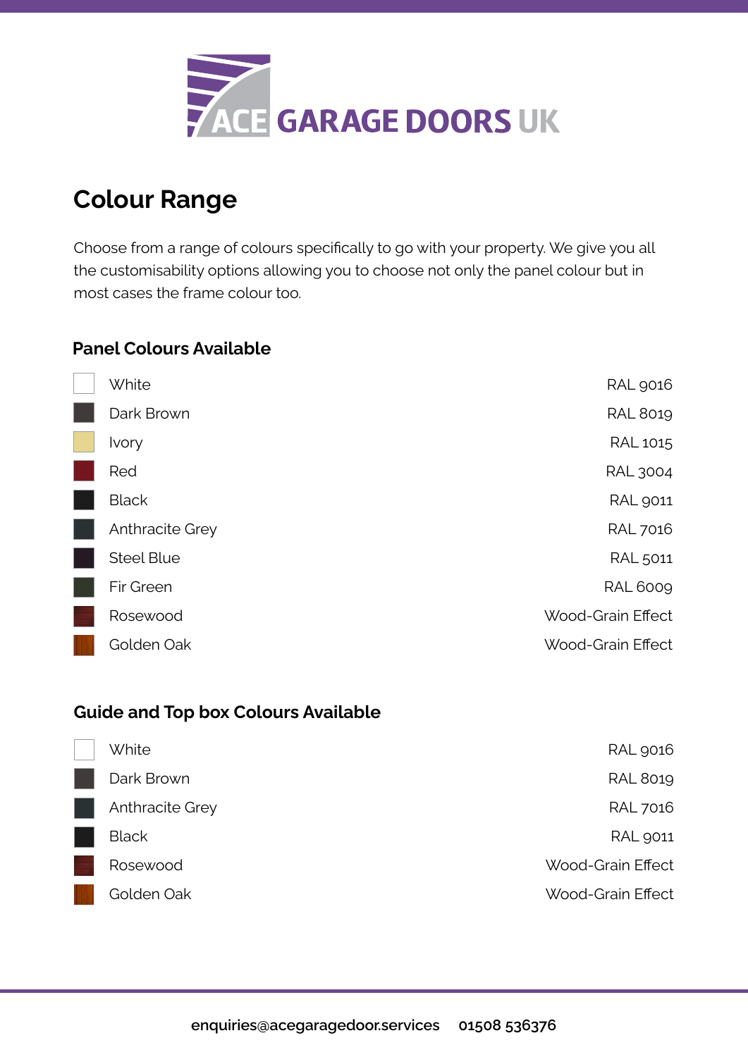# Colour Range

Choose from a range of colours specifically to go with your property. We give you all the customisability options allowing you to choose not only the panel colour but in most cases the frame colour too.

## Panel Colours Available

| Colour | Code |
|---|---|
| White | RAL 9016 |
| Dark Brown | RAL 8019 |
| Ivory | RAL 1015 |
| Red | RAL 3004 |
| Black | RAL 9011 |
| Anthracite Grey | RAL 7016 |
| Steel Blue | RAL 5011 |
| Fir Green | RAL 6009 |
| Rosewood | Wood-Grain Effect |
| Golden Oak | Wood-Grain Effect |

## Guide and Top box Colours Available

| Colour | Code |
|---|---|
| White | RAL 9016 |
| Dark Brown | RAL 8019 |
| Anthracite Grey | RAL 7016 |
| Black | RAL 9011 |
| Rosewood | Wood-Grain Effect |
| Golden Oak | Wood-Grain Effect |

enquiries@acegaragedoor.services 01508 536376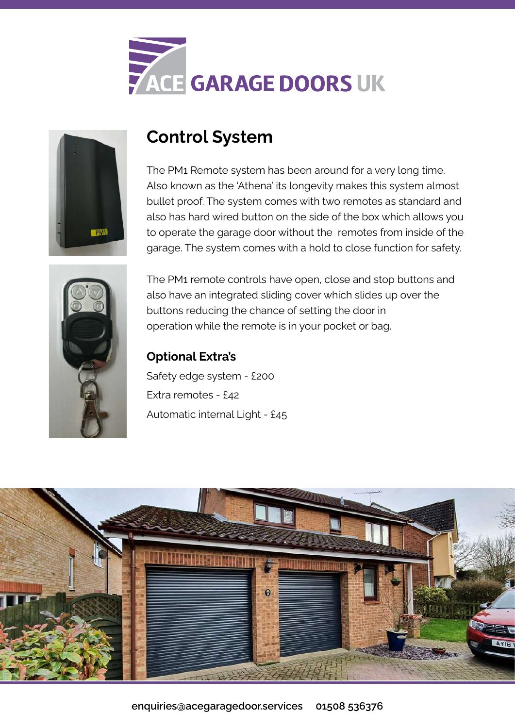# ACE GARAGE DOORS UK

## Control System

The PM1 Remote system has been around for a very long time. Also known as the 'Athena' its longevity makes this system almost bullet proof. The system comes with two remotes as standard and also has hard wired button on the side of the box which allows you to operate the garage door without the remotes from inside of the garage. The system comes with a hold to close function for safety.

The PM1 remote controls have open, close and stop buttons and also have an integrated sliding cover which slides up over the buttons reducing the chance of setting the door in operation while the remote is in your pocket or bag.

### Optional Extra's

Safety edge system - £200

Extra remotes - £42

Automatic internal Light - £45

enquiries@acegaragedoor.services 01508 536376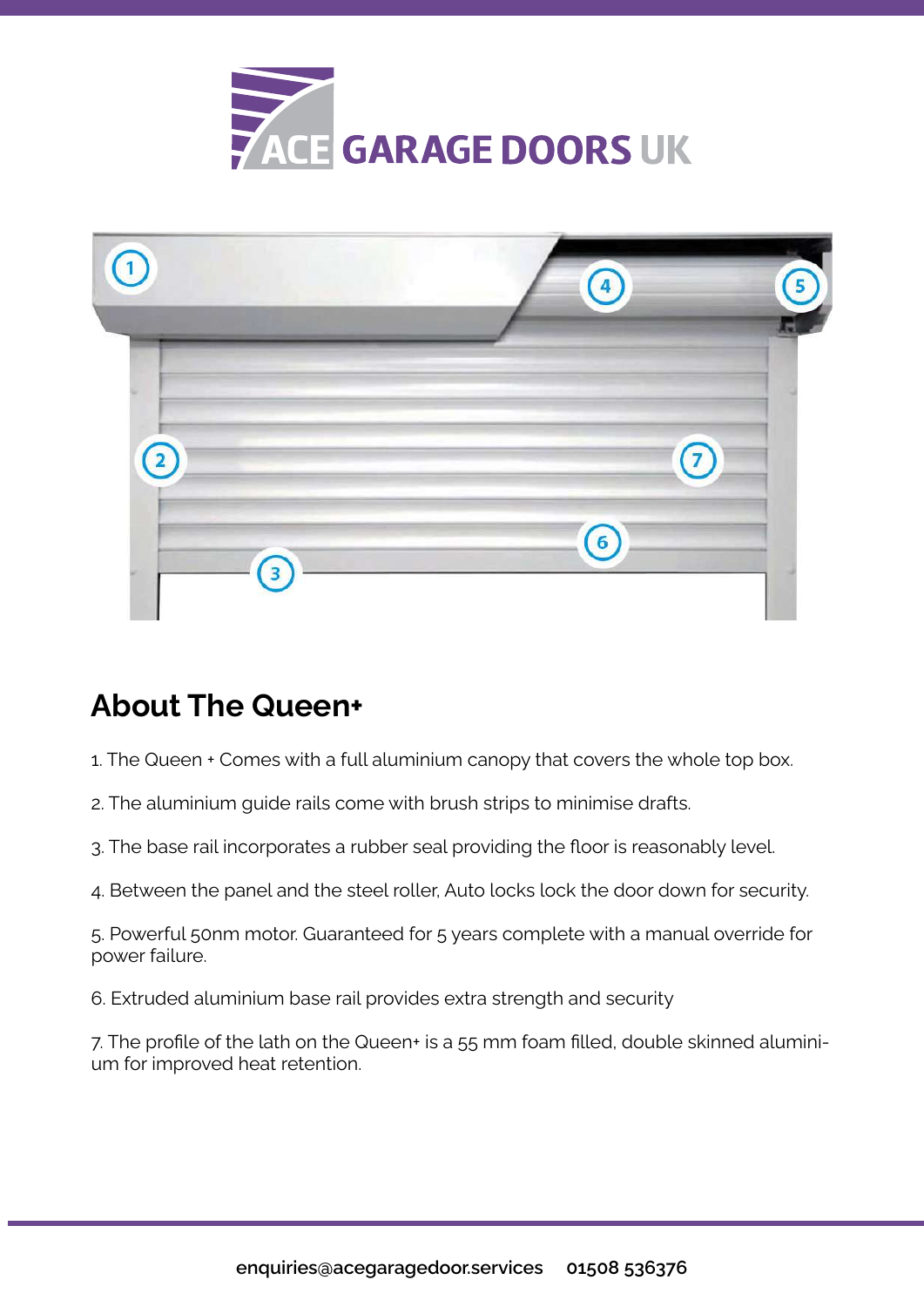## About The Queen+

1. The Queen + Comes with a full aluminium canopy that covers the whole top box.

2. The aluminium guide rails come with brush strips to minimise drafts.

3. The base rail incorporates a rubber seal providing the floor is reasonably level.

4. Between the panel and the steel roller, Auto locks lock the door down for security.

5. Powerful 50nm motor. Guaranteed for 5 years complete with a manual override for power failure.

6. Extruded aluminium base rail provides extra strength and security

7. The profile of the lath on the Queen+ is a 55 mm foam filled, double skinned aluminium for improved heat retention.

enquiries@acegaragedoor.services 01508 536376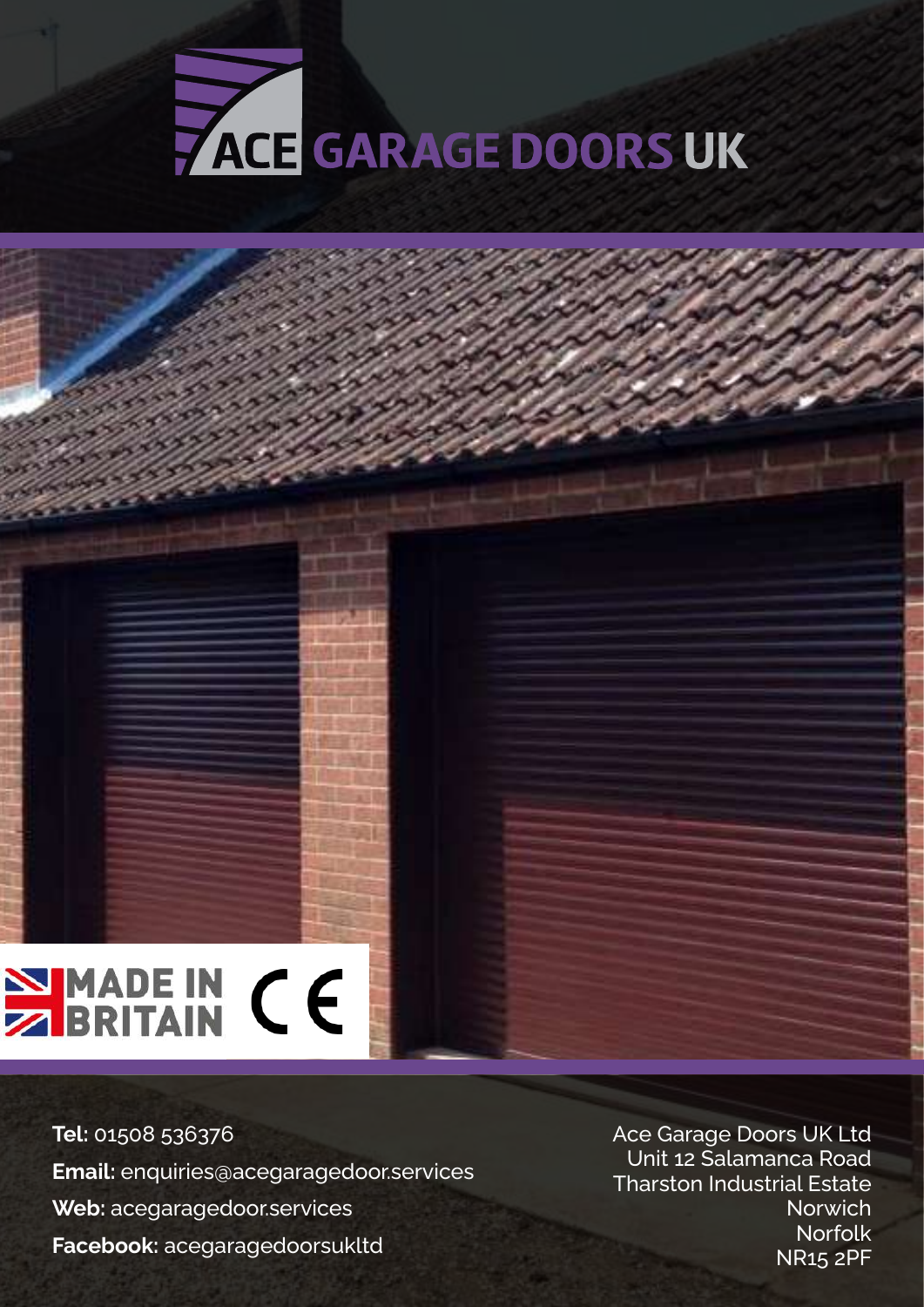# ACE GARAGE DOORS UK

MADE IN BRITAIN CE

**Tel:** 01508 536376

**Email:** enquiries@acegaragedoor.services

**Web:** acegaragedoor.services

**Facebook:** acegaragedoorsukltd

Ace Garage Doors UK Ltd
Unit 12 Salamanca Road
Tharston Industrial Estate
Norwich
Norfolk
NR15 2PF